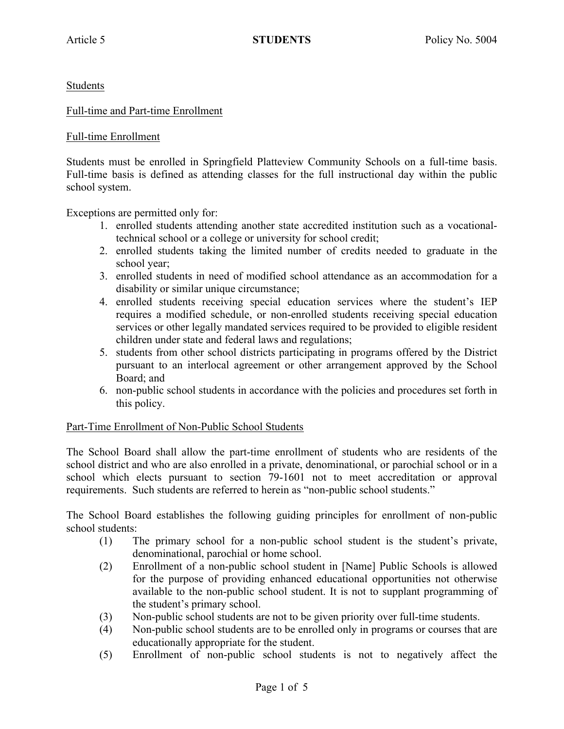Article 5 **STUDENTS** Policy No. 5004

Students

Full-time and Part-time Enrollment

Full-time Enrollment

Students must be enrolled in Springfield Platteview Community Schools on a full-time basis. Full-time basis is defined as attending classes for the full instructional day within the public school system.

Exceptions are permitted only for:

1. enrolled students attending another state accredited institution such as a vocational-technical school or a college or university for school credit;
2. enrolled students taking the limited number of credits needed to graduate in the school year;
3. enrolled students in need of modified school attendance as an accommodation for a disability or similar unique circumstance;
4. enrolled students receiving special education services where the student's IEP requires a modified schedule, or non-enrolled students receiving special education services or other legally mandated services required to be provided to eligible resident children under state and federal laws and regulations;
5. students from other school districts participating in programs offered by the District pursuant to an interlocal agreement or other arrangement approved by the School Board; and
6. non-public school students in accordance with the policies and procedures set forth in this policy.

Part-Time Enrollment of Non-Public School Students

The School Board shall allow the part-time enrollment of students who are residents of the school district and who are also enrolled in a private, denominational, or parochial school or in a school which elects pursuant to section 79-1601 not to meet accreditation or approval requirements. Such students are referred to herein as "non-public school students."

The School Board establishes the following guiding principles for enrollment of non-public school students:

(1) The primary school for a non-public school student is the student's private, denominational, parochial or home school.

(2) Enrollment of a non-public school student in [Name] Public Schools is allowed for the purpose of providing enhanced educational opportunities not otherwise available to the non-public school student. It is not to supplant programming of the student's primary school.

(3) Non-public school students are not to be given priority over full-time students.

(4) Non-public school students are to be enrolled only in programs or courses that are educationally appropriate for the student.

(5) Enrollment of non-public school students is not to negatively affect the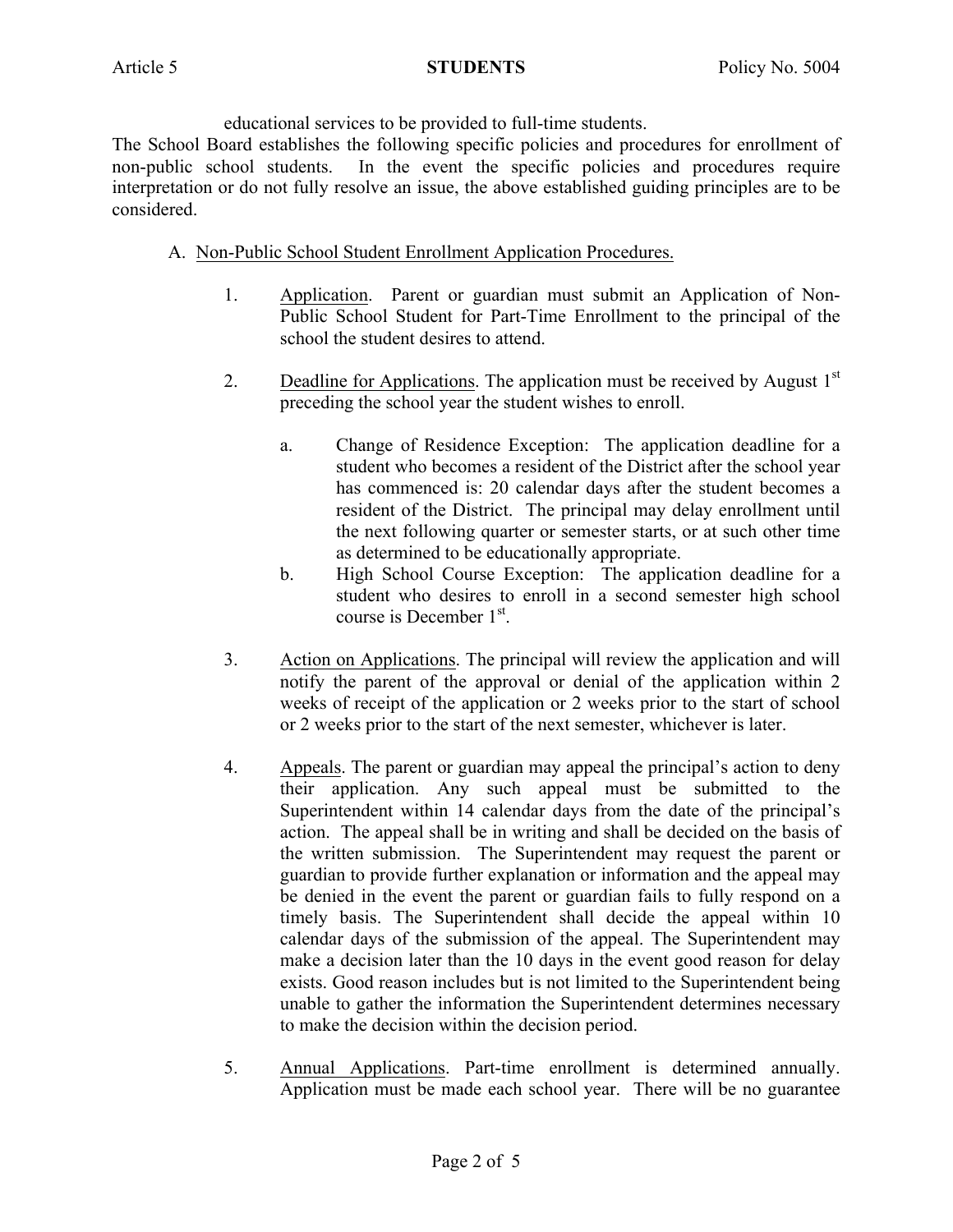educational services to be provided to full-time students.

The School Board establishes the following specific policies and procedures for enrollment of non-public school students. In the event the specific policies and procedures require interpretation or do not fully resolve an issue, the above established guiding principles are to be considered.

A. Non-Public School Student Enrollment Application Procedures.

1. Application. Parent or guardian must submit an Application of Non-Public School Student for Part-Time Enrollment to the principal of the school the student desires to attend.

2. Deadline for Applications. The application must be received by August 1st preceding the school year the student wishes to enroll.

   a. Change of Residence Exception: The application deadline for a student who becomes a resident of the District after the school year has commenced is: 20 calendar days after the student becomes a resident of the District. The principal may delay enrollment until the next following quarter or semester starts, or at such other time as determined to be educationally appropriate.

   b. High School Course Exception: The application deadline for a student who desires to enroll in a second semester high school course is December 1st.

3. Action on Applications. The principal will review the application and will notify the parent of the approval or denial of the application within 2 weeks of receipt of the application or 2 weeks prior to the start of school or 2 weeks prior to the start of the next semester, whichever is later.

4. Appeals. The parent or guardian may appeal the principal's action to deny their application. Any such appeal must be submitted to the Superintendent within 14 calendar days from the date of the principal's action. The appeal shall be in writing and shall be decided on the basis of the written submission. The Superintendent may request the parent or guardian to provide further explanation or information and the appeal may be denied in the event the parent or guardian fails to fully respond on a timely basis. The Superintendent shall decide the appeal within 10 calendar days of the submission of the appeal. The Superintendent may make a decision later than the 10 days in the event good reason for delay exists. Good reason includes but is not limited to the Superintendent being unable to gather the information the Superintendent determines necessary to make the decision within the decision period.

5. Annual Applications. Part-time enrollment is determined annually. Application must be made each school year. There will be no guarantee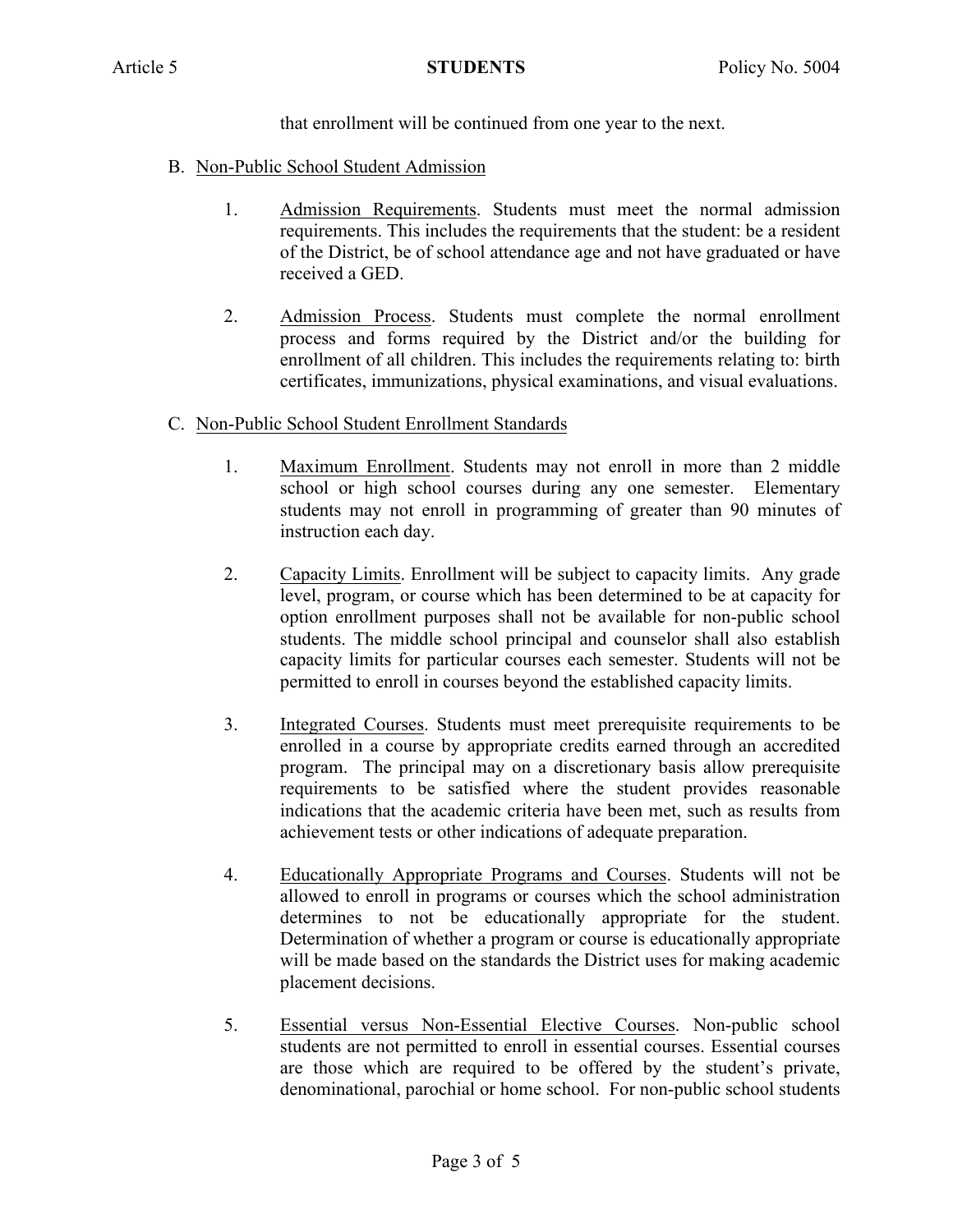that enrollment will be continued from one year to the next.

B. Non-Public School Student Admission

1. Admission Requirements. Students must meet the normal admission requirements. This includes the requirements that the student: be a resident of the District, be of school attendance age and not have graduated or have received a GED.

2. Admission Process. Students must complete the normal enrollment process and forms required by the District and/or the building for enrollment of all children. This includes the requirements relating to: birth certificates, immunizations, physical examinations, and visual evaluations.

C. Non-Public School Student Enrollment Standards

1. Maximum Enrollment. Students may not enroll in more than 2 middle school or high school courses during any one semester. Elementary students may not enroll in programming of greater than 90 minutes of instruction each day.

2. Capacity Limits. Enrollment will be subject to capacity limits. Any grade level, program, or course which has been determined to be at capacity for option enrollment purposes shall not be available for non-public school students. The middle school principal and counselor shall also establish capacity limits for particular courses each semester. Students will not be permitted to enroll in courses beyond the established capacity limits.

3. Integrated Courses. Students must meet prerequisite requirements to be enrolled in a course by appropriate credits earned through an accredited program. The principal may on a discretionary basis allow prerequisite requirements to be satisfied where the student provides reasonable indications that the academic criteria have been met, such as results from achievement tests or other indications of adequate preparation.

4. Educationally Appropriate Programs and Courses. Students will not be allowed to enroll in programs or courses which the school administration determines to not be educationally appropriate for the student. Determination of whether a program or course is educationally appropriate will be made based on the standards the District uses for making academic placement decisions.

5. Essential versus Non-Essential Elective Courses. Non-public school students are not permitted to enroll in essential courses. Essential courses are those which are required to be offered by the student's private, denominational, parochial or home school. For non-public school students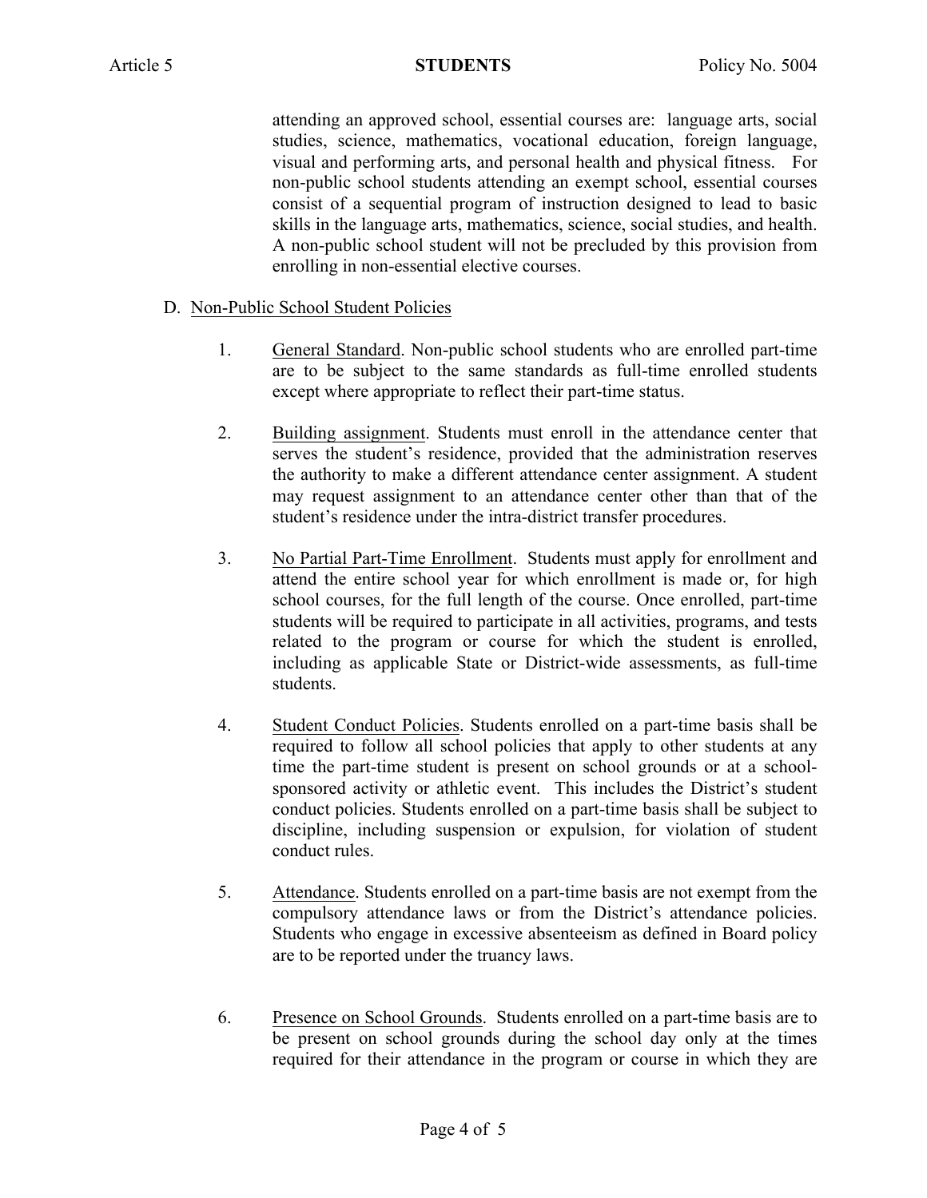attending an approved school, essential courses are: language arts, social studies, science, mathematics, vocational education, foreign language, visual and performing arts, and personal health and physical fitness. For non-public school students attending an exempt school, essential courses consist of a sequential program of instruction designed to lead to basic skills in the language arts, mathematics, science, social studies, and health. A non-public school student will not be precluded by this provision from enrolling in non-essential elective courses.

D. Non-Public School Student Policies

1. General Standard. Non-public school students who are enrolled part-time are to be subject to the same standards as full-time enrolled students except where appropriate to reflect their part-time status.

2. Building assignment. Students must enroll in the attendance center that serves the student's residence, provided that the administration reserves the authority to make a different attendance center assignment. A student may request assignment to an attendance center other than that of the student's residence under the intra-district transfer procedures.

3. No Partial Part-Time Enrollment. Students must apply for enrollment and attend the entire school year for which enrollment is made or, for high school courses, for the full length of the course. Once enrolled, part-time students will be required to participate in all activities, programs, and tests related to the program or course for which the student is enrolled, including as applicable State or District-wide assessments, as full-time students.

4. Student Conduct Policies. Students enrolled on a part-time basis shall be required to follow all school policies that apply to other students at any time the part-time student is present on school grounds or at a school-sponsored activity or athletic event. This includes the District's student conduct policies. Students enrolled on a part-time basis shall be subject to discipline, including suspension or expulsion, for violation of student conduct rules.

5. Attendance. Students enrolled on a part-time basis are not exempt from the compulsory attendance laws or from the District's attendance policies. Students who engage in excessive absenteeism as defined in Board policy are to be reported under the truancy laws.

6. Presence on School Grounds. Students enrolled on a part-time basis are to be present on school grounds during the school day only at the times required for their attendance in the program or course in which they are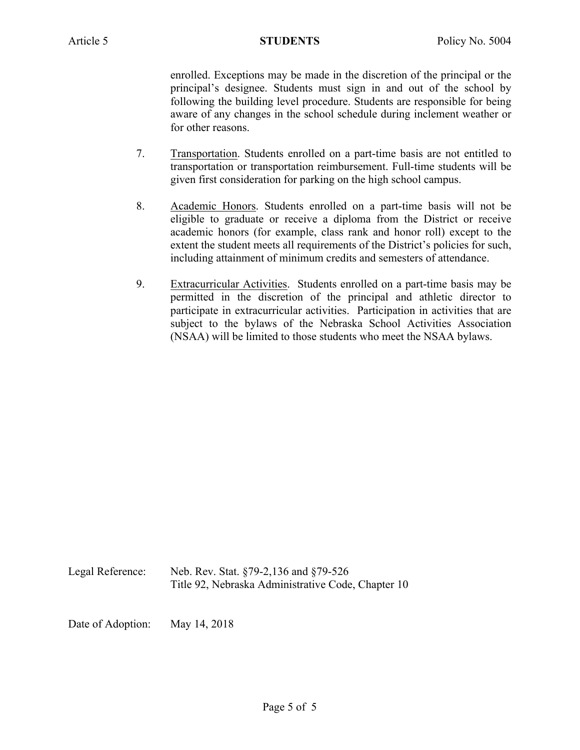enrolled. Exceptions may be made in the discretion of the principal or the principal's designee. Students must sign in and out of the school by following the building level procedure. Students are responsible for being aware of any changes in the school schedule during inclement weather or for other reasons.

7. Transportation. Students enrolled on a part-time basis are not entitled to transportation or transportation reimbursement. Full-time students will be given first consideration for parking on the high school campus.

8. Academic Honors. Students enrolled on a part-time basis will not be eligible to graduate or receive a diploma from the District or receive academic honors (for example, class rank and honor roll) except to the extent the student meets all requirements of the District's policies for such, including attainment of minimum credits and semesters of attendance.

9. Extracurricular Activities. Students enrolled on a part-time basis may be permitted in the discretion of the principal and athletic director to participate in extracurricular activities. Participation in activities that are subject to the bylaws of the Nebraska School Activities Association (NSAA) will be limited to those students who meet the NSAA bylaws.

Legal Reference: Neb. Rev. Stat. §79-2,136 and §79-526
Title 92, Nebraska Administrative Code, Chapter 10

Date of Adoption: May 14, 2018